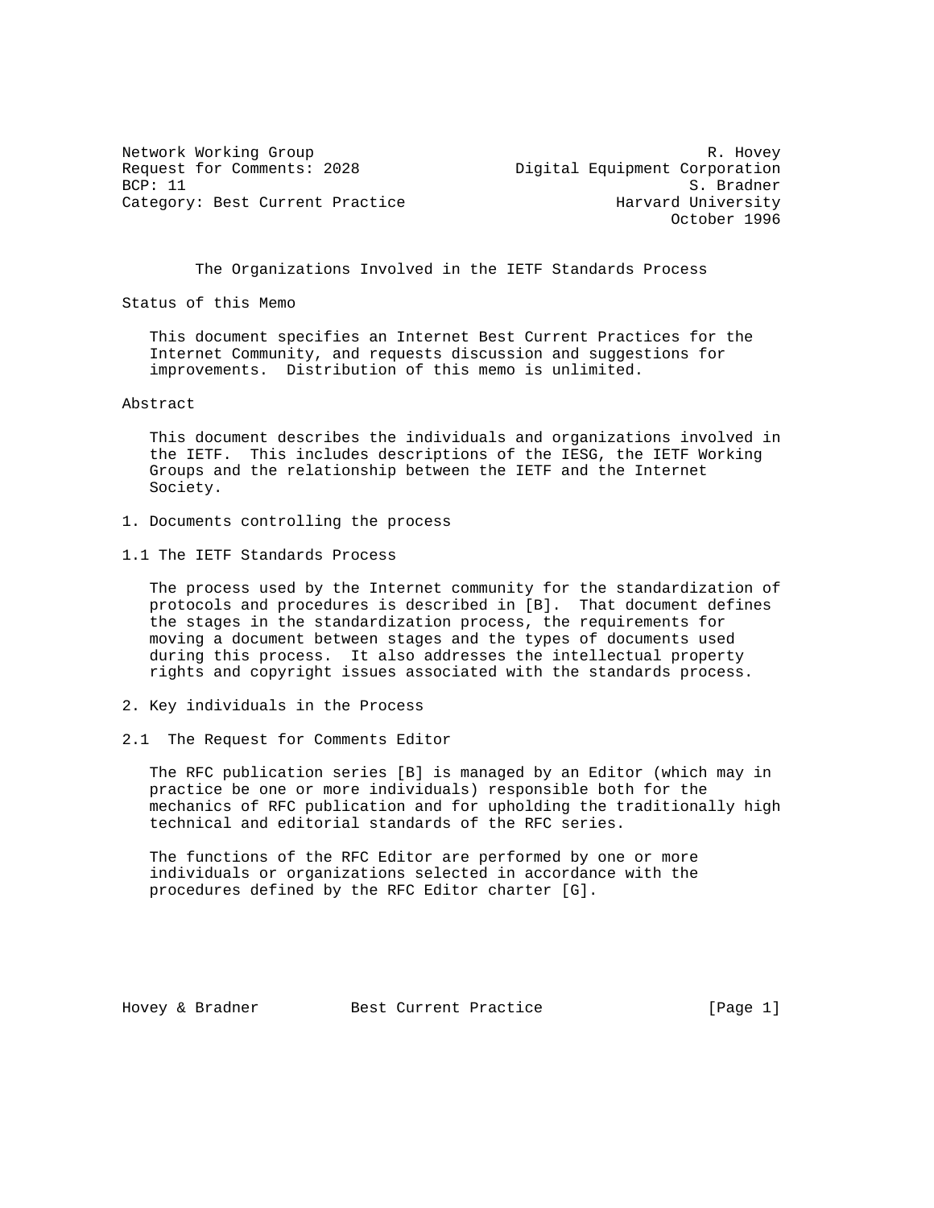Network Working Group R. Hovey
Request for Comments: 2028 Digital Equipment Corporation
BCP: 11 S. Bradner
Category: Best Current Practice Harvard University
October 1996

# The Organizations Involved in the IETF Standards Process

## Status of this Memo

This document specifies an Internet Best Current Practices for the Internet Community, and requests discussion and suggestions for improvements. Distribution of this memo is unlimited.

## Abstract

This document describes the individuals and organizations involved in the IETF. This includes descriptions of the IESG, the IETF Working Groups and the relationship between the IETF and the Internet Society.

## 1. Documents controlling the process

### 1.1 The IETF Standards Process

The process used by the Internet community for the standardization of protocols and procedures is described in [B]. That document defines the stages in the standardization process, the requirements for moving a document between stages and the types of documents used during this process. It also addresses the intellectual property rights and copyright issues associated with the standards process.

## 2. Key individuals in the Process

### 2.1 The Request for Comments Editor

The RFC publication series [B] is managed by an Editor (which may in practice be one or more individuals) responsible both for the mechanics of RFC publication and for upholding the traditionally high technical and editorial standards of the RFC series.

The functions of the RFC Editor are performed by one or more individuals or organizations selected in accordance with the procedures defined by the RFC Editor charter [G].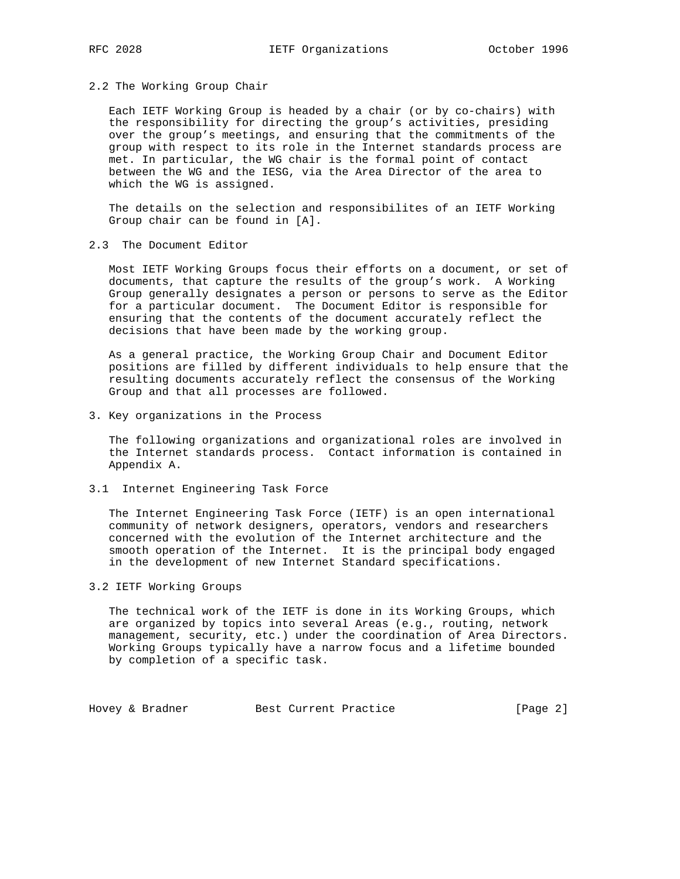## 2.2 The Working Group Chair

Each IETF Working Group is headed by a chair (or by co-chairs) with the responsibility for directing the group's activities, presiding over the group's meetings, and ensuring that the commitments of the group with respect to its role in the Internet standards process are met. In particular, the WG chair is the formal point of contact between the WG and the IESG, via the Area Director of the area to which the WG is assigned.

The details on the selection and responsibilites of an IETF Working Group chair can be found in [A].

## 2.3 The Document Editor

Most IETF Working Groups focus their efforts on a document, or set of documents, that capture the results of the group's work. A Working Group generally designates a person or persons to serve as the Editor for a particular document. The Document Editor is responsible for ensuring that the contents of the document accurately reflect the decisions that have been made by the working group.

As a general practice, the Working Group Chair and Document Editor positions are filled by different individuals to help ensure that the resulting documents accurately reflect the consensus of the Working Group and that all processes are followed.

# 3. Key organizations in the Process

The following organizations and organizational roles are involved in the Internet standards process. Contact information is contained in Appendix A.

## 3.1 Internet Engineering Task Force

The Internet Engineering Task Force (IETF) is an open international community of network designers, operators, vendors and researchers concerned with the evolution of the Internet architecture and the smooth operation of the Internet. It is the principal body engaged in the development of new Internet Standard specifications.

## 3.2 IETF Working Groups

The technical work of the IETF is done in its Working Groups, which are organized by topics into several Areas (e.g., routing, network management, security, etc.) under the coordination of Area Directors. Working Groups typically have a narrow focus and a lifetime bounded by completion of a specific task.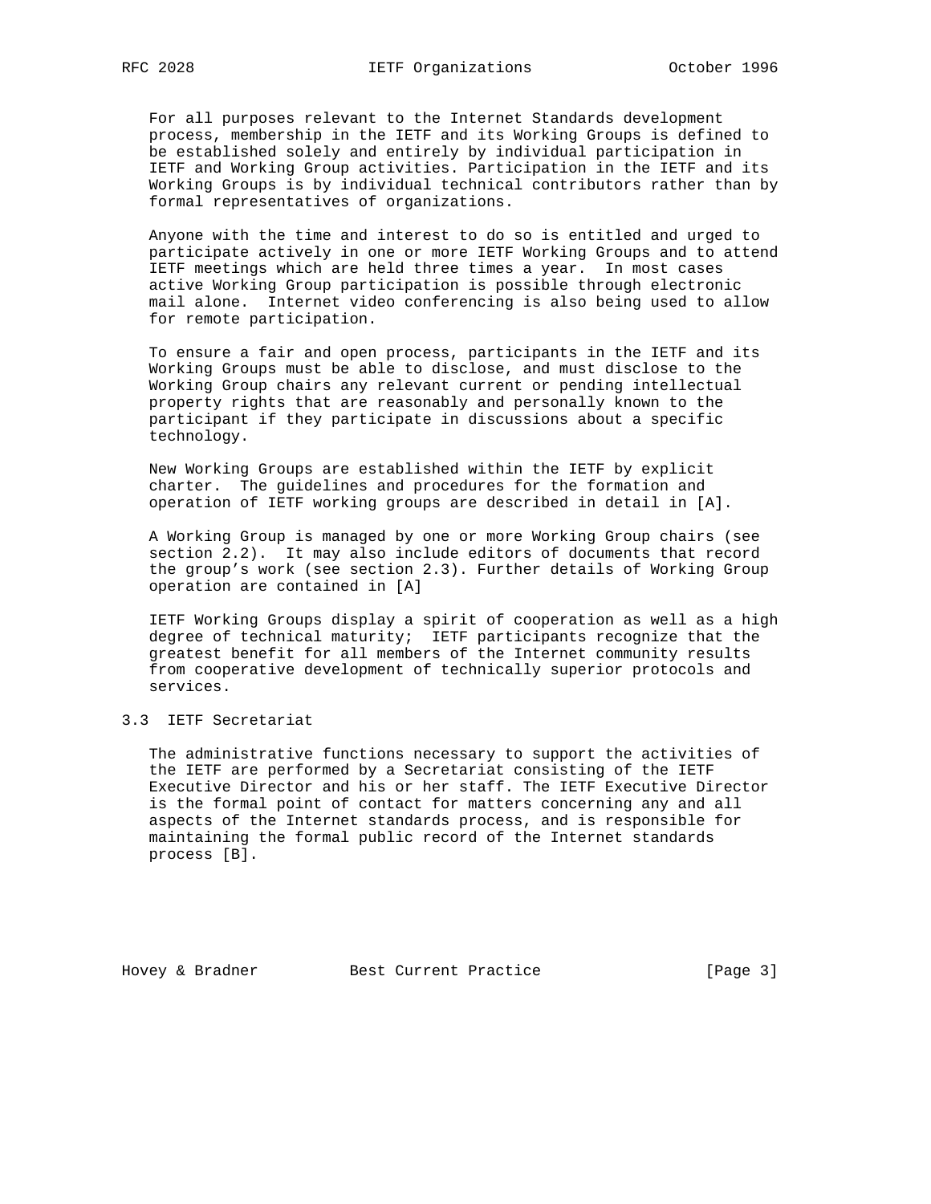For all purposes relevant to the Internet Standards development process, membership in the IETF and its Working Groups is defined to be established solely and entirely by individual participation in IETF and Working Group activities. Participation in the IETF and its Working Groups is by individual technical contributors rather than by formal representatives of organizations.

Anyone with the time and interest to do so is entitled and urged to participate actively in one or more IETF Working Groups and to attend IETF meetings which are held three times a year. In most cases active Working Group participation is possible through electronic mail alone. Internet video conferencing is also being used to allow for remote participation.

To ensure a fair and open process, participants in the IETF and its Working Groups must be able to disclose, and must disclose to the Working Group chairs any relevant current or pending intellectual property rights that are reasonably and personally known to the participant if they participate in discussions about a specific technology.

New Working Groups are established within the IETF by explicit charter. The guidelines and procedures for the formation and operation of IETF working groups are described in detail in [A].

A Working Group is managed by one or more Working Group chairs (see section 2.2). It may also include editors of documents that record the group’s work (see section 2.3). Further details of Working Group operation are contained in [A]

IETF Working Groups display a spirit of cooperation as well as a high degree of technical maturity; IETF participants recognize that the greatest benefit for all members of the Internet community results from cooperative development of technically superior protocols and services.

## 3.3 IETF Secretariat

The administrative functions necessary to support the activities of the IETF are performed by a Secretariat consisting of the IETF Executive Director and his or her staff. The IETF Executive Director is the formal point of contact for matters concerning any and all aspects of the Internet standards process, and is responsible for maintaining the formal public record of the Internet standards process [B].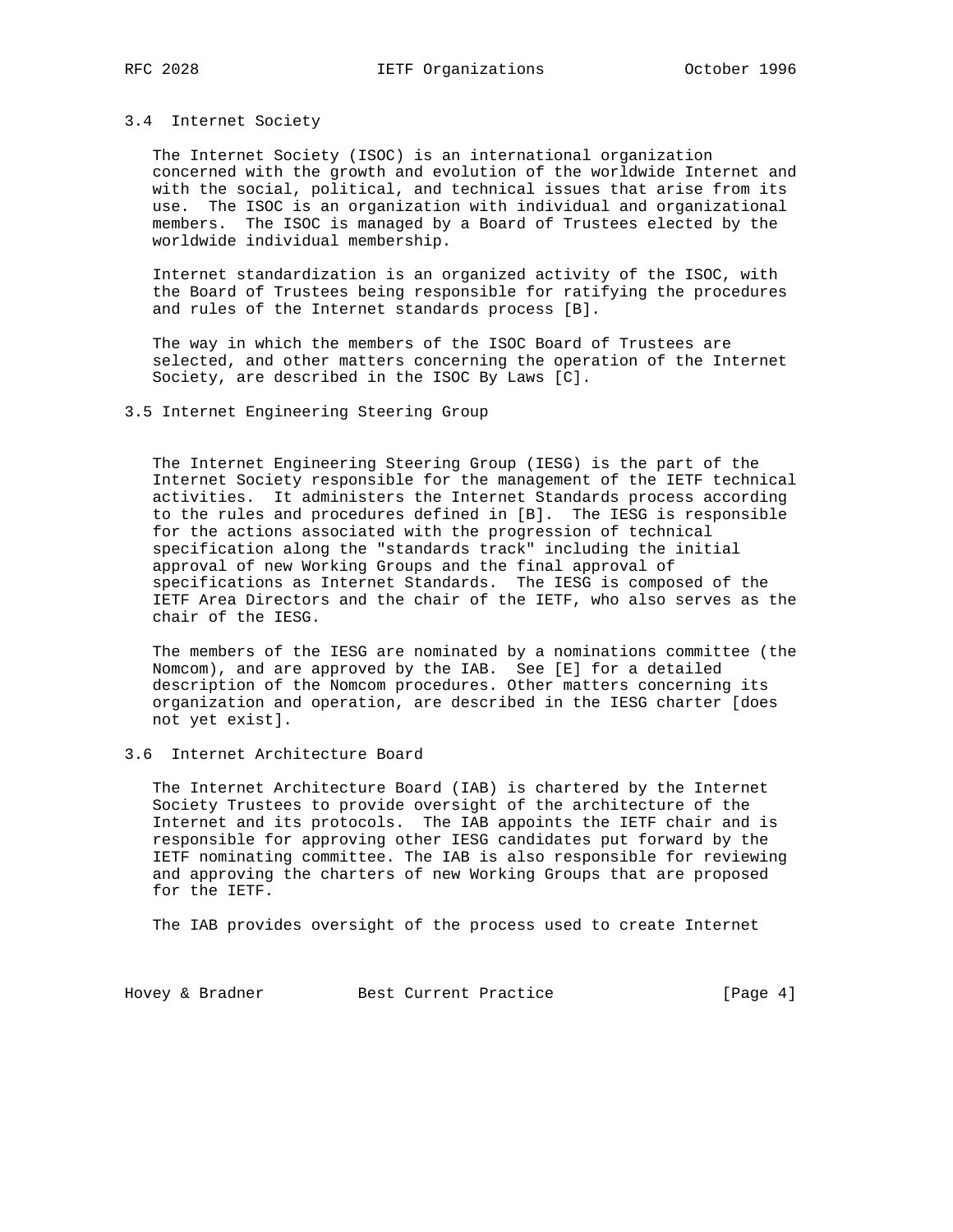### 3.4 Internet Society

The Internet Society (ISOC) is an international organization concerned with the growth and evolution of the worldwide Internet and with the social, political, and technical issues that arise from its use. The ISOC is an organization with individual and organizational members. The ISOC is managed by a Board of Trustees elected by the worldwide individual membership.

Internet standardization is an organized activity of the ISOC, with the Board of Trustees being responsible for ratifying the procedures and rules of the Internet standards process [B].

The way in which the members of the ISOC Board of Trustees are selected, and other matters concerning the operation of the Internet Society, are described in the ISOC By Laws [C].

### 3.5 Internet Engineering Steering Group

The Internet Engineering Steering Group (IESG) is the part of the Internet Society responsible for the management of the IETF technical activities. It administers the Internet Standards process according to the rules and procedures defined in [B]. The IESG is responsible for the actions associated with the progression of technical specification along the "standards track" including the initial approval of new Working Groups and the final approval of specifications as Internet Standards. The IESG is composed of the IETF Area Directors and the chair of the IETF, who also serves as the chair of the IESG.

The members of the IESG are nominated by a nominations committee (the Nomcom), and are approved by the IAB. See [E] for a detailed description of the Nomcom procedures. Other matters concerning its organization and operation, are described in the IESG charter [does not yet exist].

### 3.6 Internet Architecture Board

The Internet Architecture Board (IAB) is chartered by the Internet Society Trustees to provide oversight of the architecture of the Internet and its protocols. The IAB appoints the IETF chair and is responsible for approving other IESG candidates put forward by the IETF nominating committee. The IAB is also responsible for reviewing and approving the charters of new Working Groups that are proposed for the IETF.

The IAB provides oversight of the process used to create Internet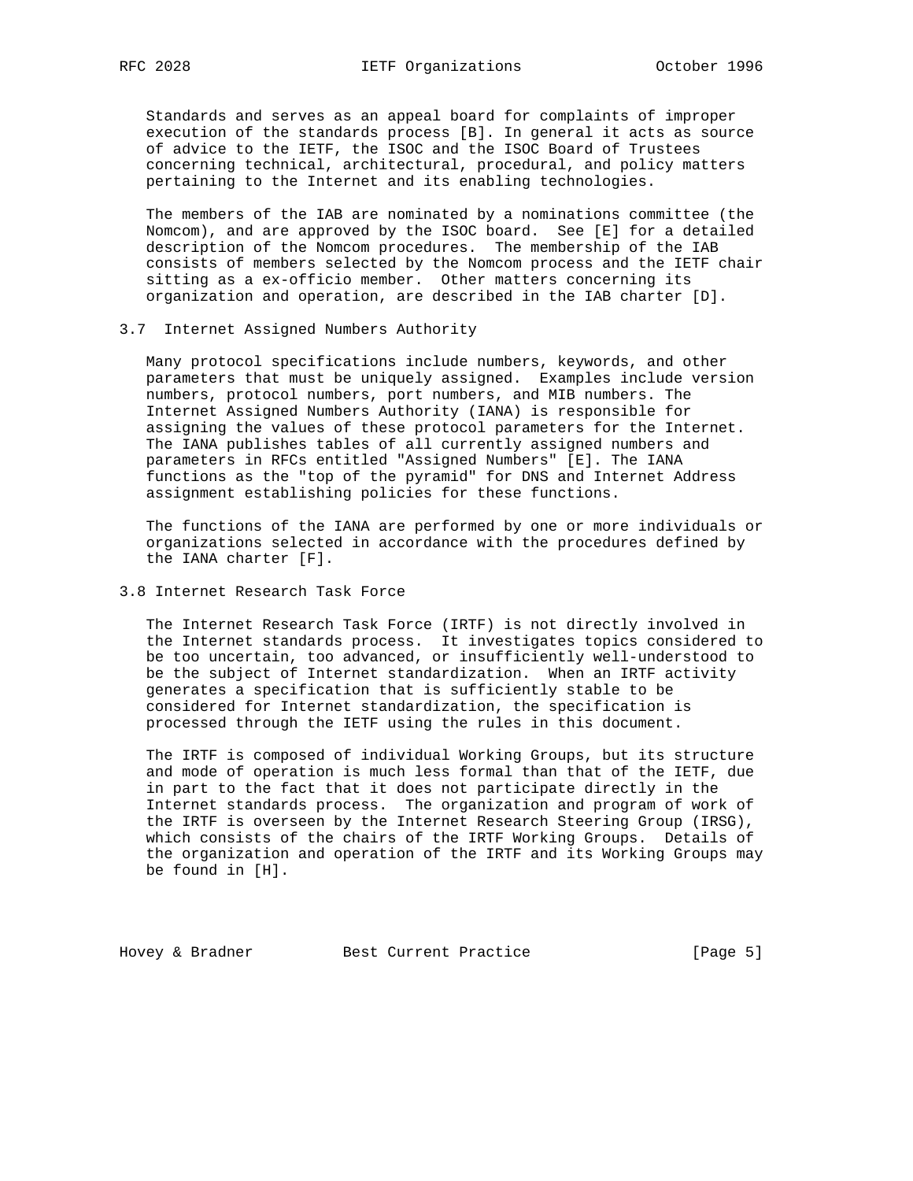Standards and serves as an appeal board for complaints of improper execution of the standards process [B]. In general it acts as source of advice to the IETF, the ISOC and the ISOC Board of Trustees concerning technical, architectural, procedural, and policy matters pertaining to the Internet and its enabling technologies.

The members of the IAB are nominated by a nominations committee (the Nomcom), and are approved by the ISOC board. See [E] for a detailed description of the Nomcom procedures. The membership of the IAB consists of members selected by the Nomcom process and the IETF chair sitting as a ex-officio member. Other matters concerning its organization and operation, are described in the IAB charter [D].

### 3.7 Internet Assigned Numbers Authority

Many protocol specifications include numbers, keywords, and other parameters that must be uniquely assigned. Examples include version numbers, protocol numbers, port numbers, and MIB numbers. The Internet Assigned Numbers Authority (IANA) is responsible for assigning the values of these protocol parameters for the Internet. The IANA publishes tables of all currently assigned numbers and parameters in RFCs entitled "Assigned Numbers" [E]. The IANA functions as the "top of the pyramid" for DNS and Internet Address assignment establishing policies for these functions.

The functions of the IANA are performed by one or more individuals or organizations selected in accordance with the procedures defined by the IANA charter [F].

### 3.8 Internet Research Task Force

The Internet Research Task Force (IRTF) is not directly involved in the Internet standards process. It investigates topics considered to be too uncertain, too advanced, or insufficiently well-understood to be the subject of Internet standardization. When an IRTF activity generates a specification that is sufficiently stable to be considered for Internet standardization, the specification is processed through the IETF using the rules in this document.

The IRTF is composed of individual Working Groups, but its structure and mode of operation is much less formal than that of the IETF, due in part to the fact that it does not participate directly in the Internet standards process. The organization and program of work of the IRTF is overseen by the Internet Research Steering Group (IRSG), which consists of the chairs of the IRTF Working Groups. Details of the organization and operation of the IRTF and its Working Groups may be found in [H].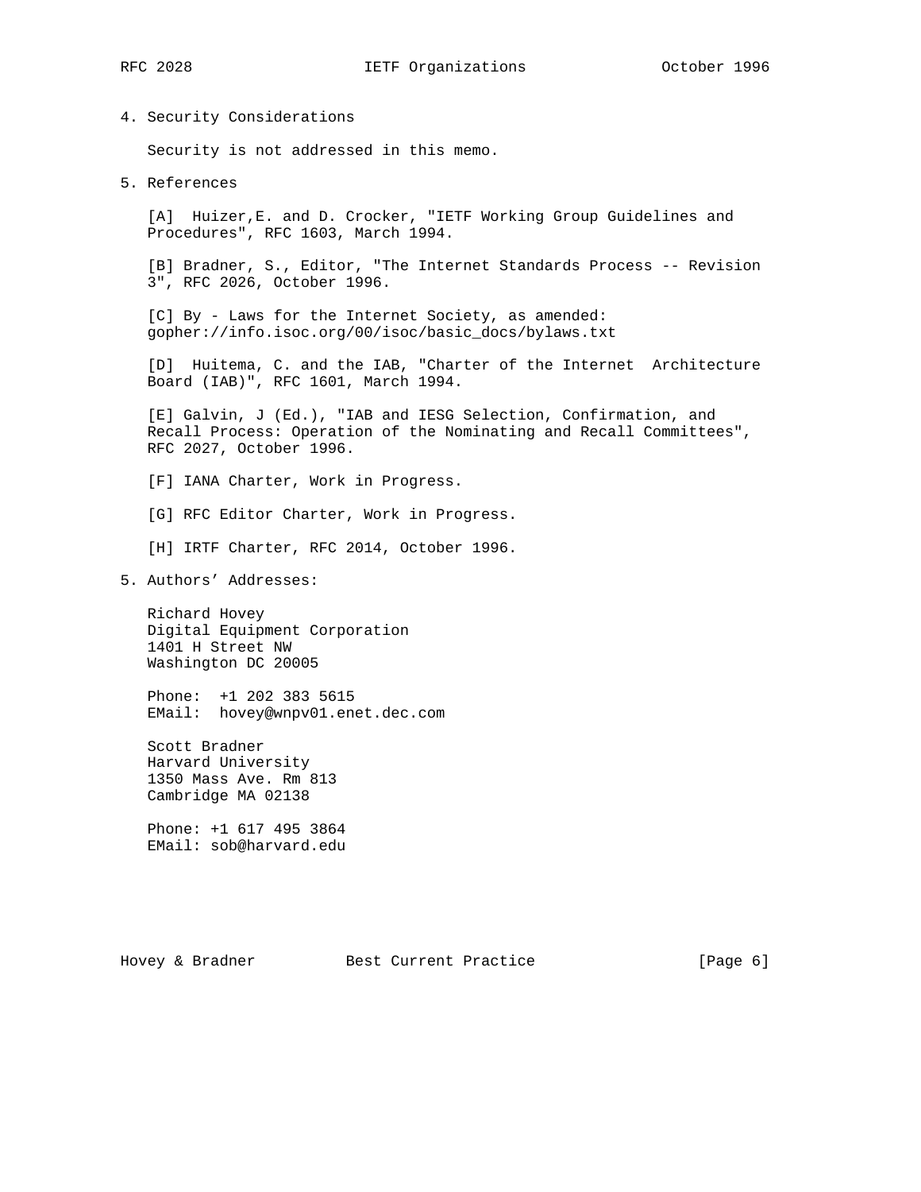## 4. Security Considerations

Security is not addressed in this memo.

## 5. References

[A] Huizer,E. and D. Crocker, "IETF Working Group Guidelines and Procedures", RFC 1603, March 1994.

[B] Bradner, S., Editor, "The Internet Standards Process -- Revision 3", RFC 2026, October 1996.

[C] By - Laws for the Internet Society, as amended: gopher://info.isoc.org/00/isoc/basic_docs/bylaws.txt

[D] Huitema, C. and the IAB, "Charter of the Internet Architecture Board (IAB)", RFC 1601, March 1994.

[E] Galvin, J (Ed.), "IAB and IESG Selection, Confirmation, and Recall Process: Operation of the Nominating and Recall Committees", RFC 2027, October 1996.

[F] IANA Charter, Work in Progress.

[G] RFC Editor Charter, Work in Progress.

[H] IRTF Charter, RFC 2014, October 1996.

## 5. Authors' Addresses:

Richard Hovey
Digital Equipment Corporation
1401 H Street NW
Washington DC 20005

Phone: +1 202 383 5615
EMail: hovey@wnpv01.enet.dec.com

Scott Bradner
Harvard University
1350 Mass Ave. Rm 813
Cambridge MA 02138

Phone: +1 617 495 3864
EMail: sob@harvard.edu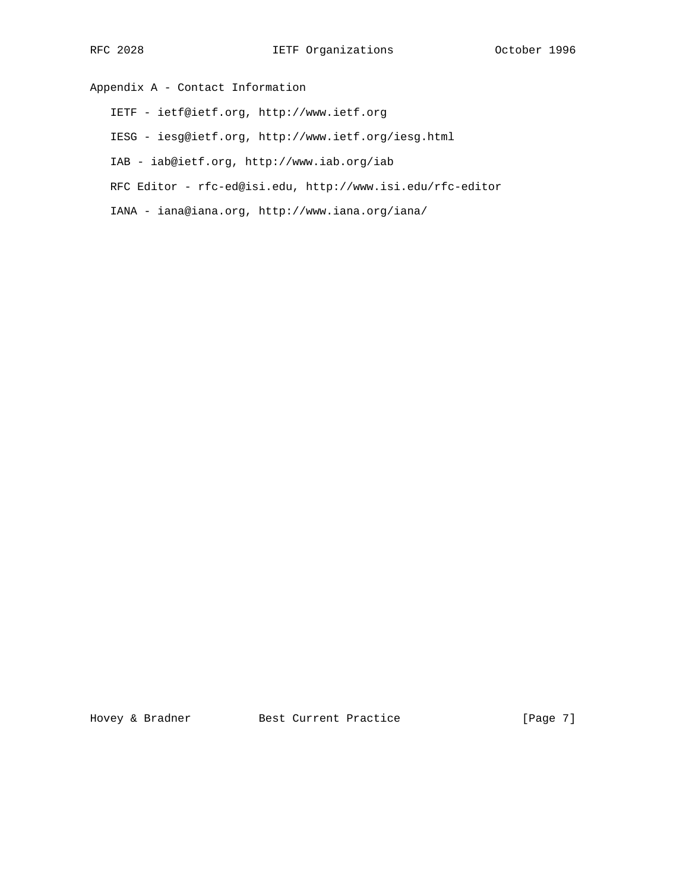## Appendix A - Contact Information

IETF - ietf@ietf.org, http://www.ietf.org

IESG - iesg@ietf.org, http://www.ietf.org/iesg.html

IAB - iab@ietf.org, http://www.iab.org/iab

RFC Editor - rfc-ed@isi.edu, http://www.isi.edu/rfc-editor

IANA - iana@iana.org, http://www.iana.org/iana/